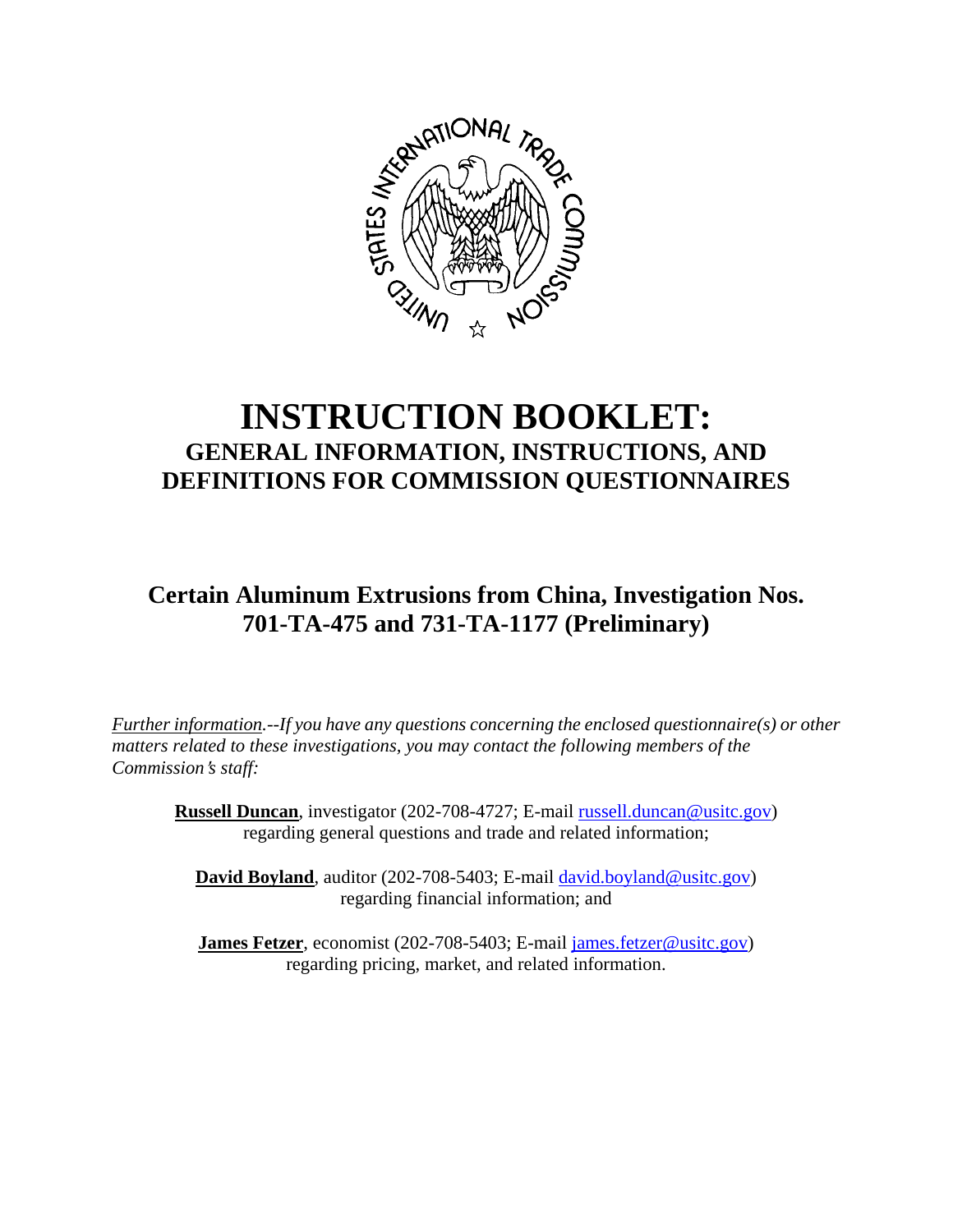# INSTRUCTION BOOKLET:

## GENERAL INFORMATION, INSTRUCTIONS, AND DEFINITIONS FOR COMMISSION QUESTIONNAIRES

## Certain Aluminum Extrusions from China, Investigation Nos. 701-TA-475 and 731-TA-1177 (Preliminary)

*Further information.--If you have any questions concerning the enclosed questionnaire(s) or other matters related to these investigations, you may contact the following members of the Commission's staff:*

**Russell Duncan**, investigator (202-708-4727; E-mail russell.duncan@usitc.gov) regarding general questions and trade and related information;

**David Boyland**, auditor (202-708-5403; E-mail david.boyland@usitc.gov) regarding financial information; and

**James Fetzer**, economist (202-708-5403; E-mail james.fetzer@usitc.gov) regarding pricing, market, and related information.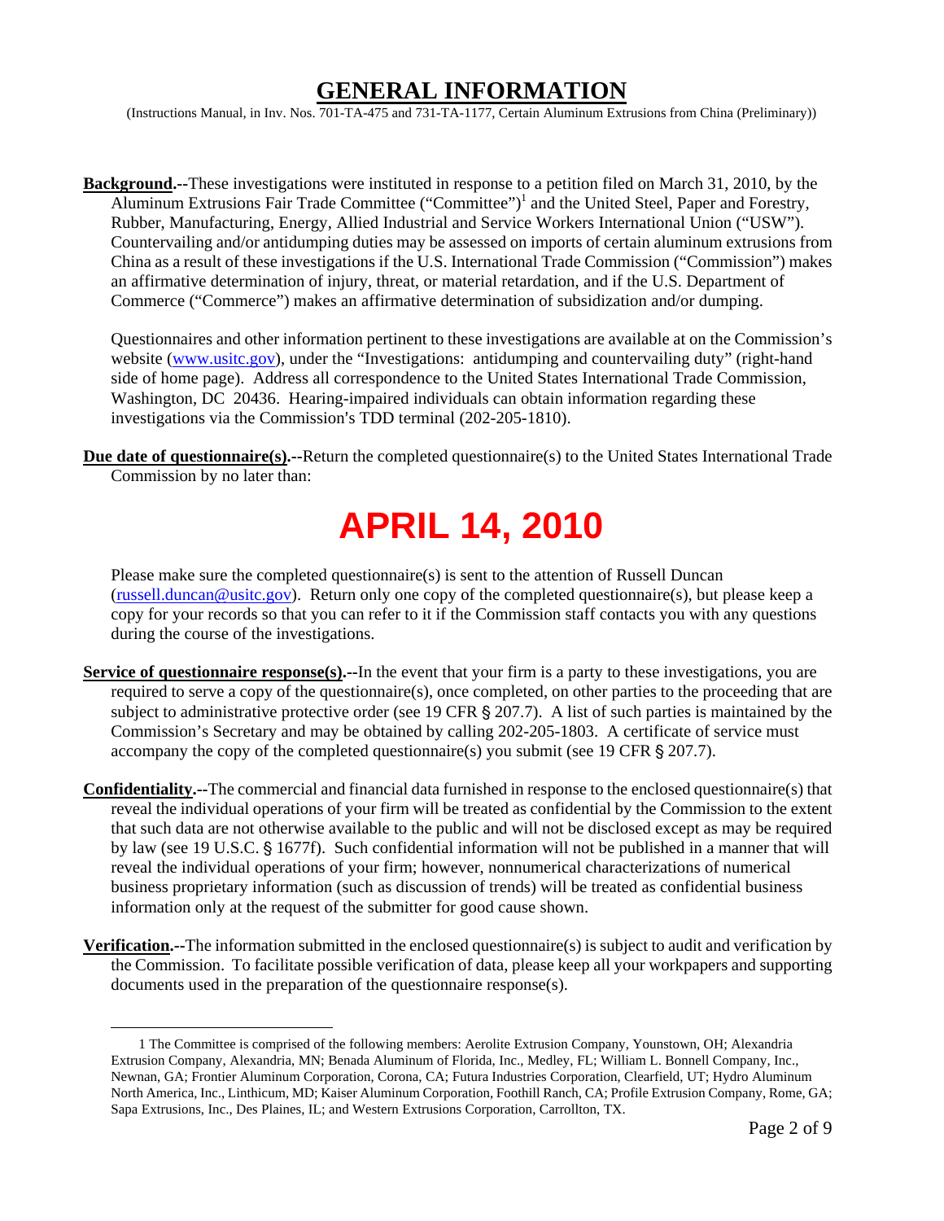# GENERAL INFORMATION

(Instructions Manual, in Inv. Nos. 701-TA-475 and 731-TA-1177, Certain Aluminum Extrusions from China (Preliminary))

**Background.**--These investigations were instituted in response to a petition filed on March 31, 2010, by the Aluminum Extrusions Fair Trade Committee ("Committee")[1] and the United Steel, Paper and Forestry, Rubber, Manufacturing, Energy, Allied Industrial and Service Workers International Union ("USW"). Countervailing and/or antidumping duties may be assessed on imports of certain aluminum extrusions from China as a result of these investigations if the U.S. International Trade Commission ("Commission") makes an affirmative determination of injury, threat, or material retardation, and if the U.S. Department of Commerce ("Commerce") makes an affirmative determination of subsidization and/or dumping.

Questionnaires and other information pertinent to these investigations are available at on the Commission's website (www.usitc.gov), under the "Investigations: antidumping and countervailing duty" (right-hand side of home page). Address all correspondence to the United States International Trade Commission, Washington, DC 20436. Hearing-impaired individuals can obtain information regarding these investigations via the Commission's TDD terminal (202-205-1810).

**Due date of questionnaire(s).**--Return the completed questionnaire(s) to the United States International Trade Commission by no later than:

**APRIL 14, 2010**

Please make sure the completed questionnaire(s) is sent to the attention of Russell Duncan (russell.duncan@usitc.gov). Return only one copy of the completed questionnaire(s), but please keep a copy for your records so that you can refer to it if the Commission staff contacts you with any questions during the course of the investigations.

**Service of questionnaire response(s).**--In the event that your firm is a party to these investigations, you are required to serve a copy of the questionnaire(s), once completed, on other parties to the proceeding that are subject to administrative protective order (see 19 CFR § 207.7). A list of such parties is maintained by the Commission's Secretary and may be obtained by calling 202-205-1803. A certificate of service must accompany the copy of the completed questionnaire(s) you submit (see 19 CFR § 207.7).

**Confidentiality.**--The commercial and financial data furnished in response to the enclosed questionnaire(s) that reveal the individual operations of your firm will be treated as confidential by the Commission to the extent that such data are not otherwise available to the public and will not be disclosed except as may be required by law (see 19 U.S.C. § 1677f). Such confidential information will not be published in a manner that will reveal the individual operations of your firm; however, nonnumerical characterizations of numerical business proprietary information (such as discussion of trends) will be treated as confidential business information only at the request of the submitter for good cause shown.

**Verification.**--The information submitted in the enclosed questionnaire(s) is subject to audit and verification by the Commission. To facilitate possible verification of data, please keep all your workpapers and supporting documents used in the preparation of the questionnaire response(s).

---

[1] The Committee is comprised of the following members: Aerolite Extrusion Company, Younstown, OH; Alexandria Extrusion Company, Alexandria, MN; Benada Aluminum of Florida, Inc., Medley, FL; William L. Bonnell Company, Inc., Newnan, GA; Frontier Aluminum Corporation, Corona, CA; Futura Industries Corporation, Clearfield, UT; Hydro Aluminum North America, Inc., Linthicum, MD; Kaiser Aluminum Corporation, Foothill Ranch, CA; Profile Extrusion Company, Rome, GA; Sapa Extrusions, Inc., Des Plaines, IL; and Western Extrusions Corporation, Carrollton, TX.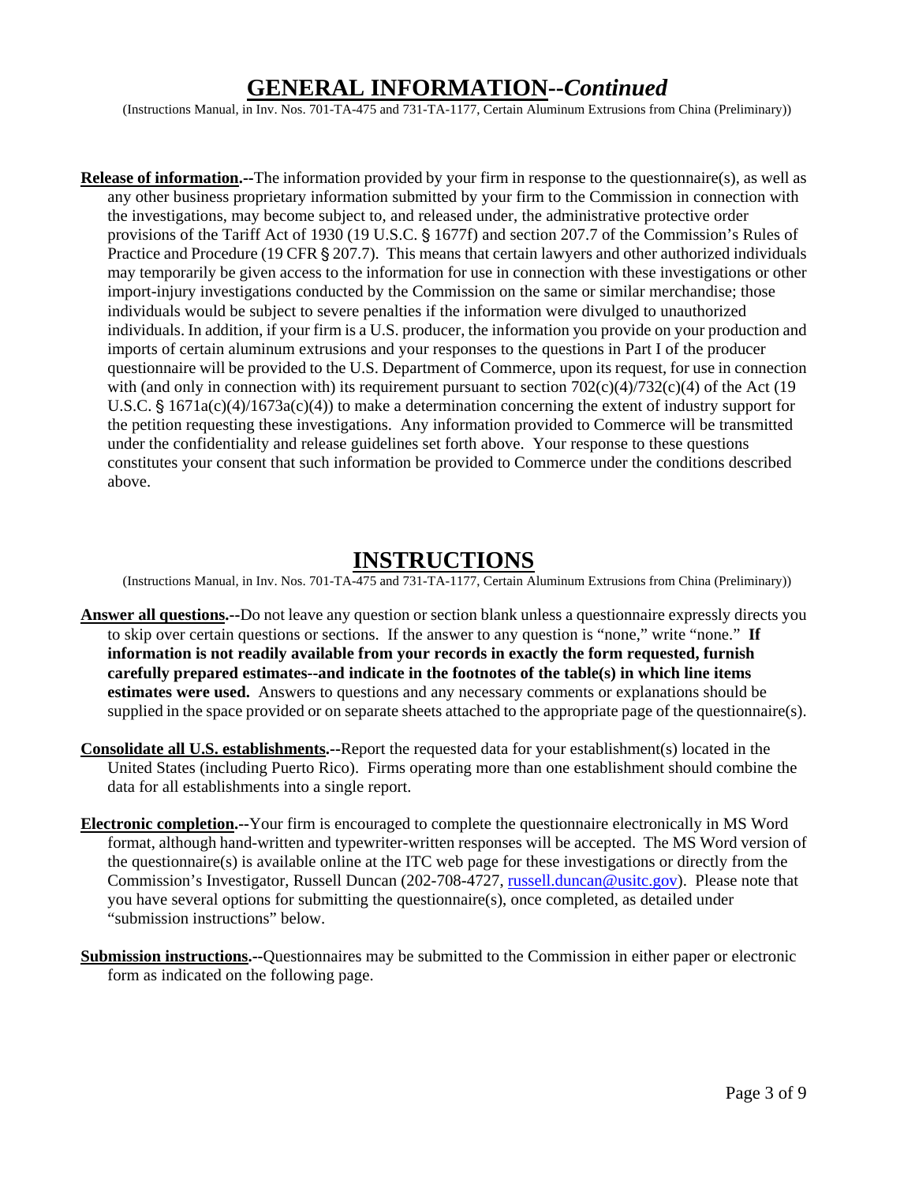# GENERAL INFORMATION--*Continued*

(Instructions Manual, in Inv. Nos. 701-TA-475 and 731-TA-1177, Certain Aluminum Extrusions from China (Preliminary))

**Release of information.--**The information provided by your firm in response to the questionnaire(s), as well as any other business proprietary information submitted by your firm to the Commission in connection with the investigations, may become subject to, and released under, the administrative protective order provisions of the Tariff Act of 1930 (19 U.S.C. § 1677f) and section 207.7 of the Commission's Rules of Practice and Procedure (19 CFR § 207.7). This means that certain lawyers and other authorized individuals may temporarily be given access to the information for use in connection with these investigations or other import-injury investigations conducted by the Commission on the same or similar merchandise; those individuals would be subject to severe penalties if the information were divulged to unauthorized individuals. In addition, if your firm is a U.S. producer, the information you provide on your production and imports of certain aluminum extrusions and your responses to the questions in Part I of the producer questionnaire will be provided to the U.S. Department of Commerce, upon its request, for use in connection with (and only in connection with) its requirement pursuant to section 702(c)(4)/732(c)(4) of the Act (19 U.S.C. § 1671a(c)(4)/1673a(c)(4)) to make a determination concerning the extent of industry support for the petition requesting these investigations. Any information provided to Commerce will be transmitted under the confidentiality and release guidelines set forth above. Your response to these questions constitutes your consent that such information be provided to Commerce under the conditions described above.

# INSTRUCTIONS

(Instructions Manual, in Inv. Nos. 701-TA-475 and 731-TA-1177, Certain Aluminum Extrusions from China (Preliminary))

**Answer all questions.--**Do not leave any question or section blank unless a questionnaire expressly directs you to skip over certain questions or sections. If the answer to any question is "none," write "none." **If information is not readily available from your records in exactly the form requested, furnish carefully prepared estimates--and indicate in the footnotes of the table(s) in which line items estimates were used.** Answers to questions and any necessary comments or explanations should be supplied in the space provided or on separate sheets attached to the appropriate page of the questionnaire(s).

**Consolidate all U.S. establishments.--**Report the requested data for your establishment(s) located in the United States (including Puerto Rico). Firms operating more than one establishment should combine the data for all establishments into a single report.

**Electronic completion.--**Your firm is encouraged to complete the questionnaire electronically in MS Word format, although hand-written and typewriter-written responses will be accepted. The MS Word version of the questionnaire(s) is available online at the ITC web page for these investigations or directly from the Commission's Investigator, Russell Duncan (202-708-4727, russell.duncan@usitc.gov). Please note that you have several options for submitting the questionnaire(s), once completed, as detailed under "submission instructions" below.

**Submission instructions.--**Questionnaires may be submitted to the Commission in either paper or electronic form as indicated on the following page.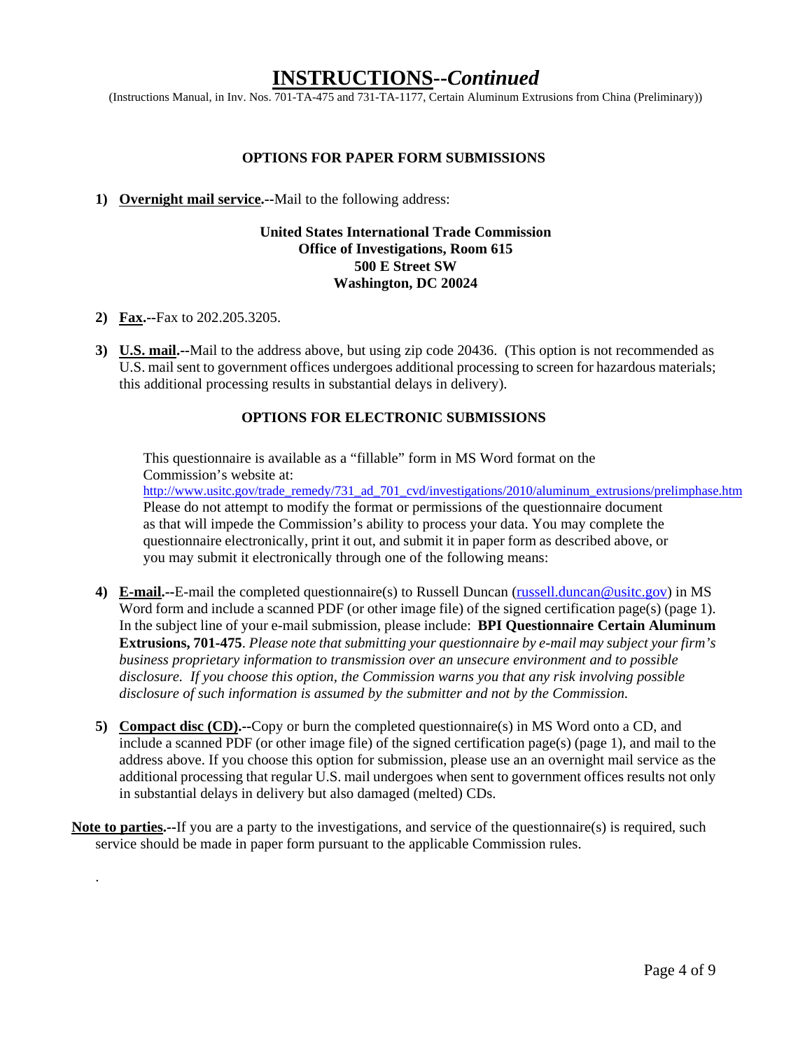# INSTRUCTIONS--*Continued*

(Instructions Manual, in Inv. Nos. 701-TA-475 and 731-TA-1177, Certain Aluminum Extrusions from China (Preliminary))

**OPTIONS FOR PAPER FORM SUBMISSIONS**

1) **Overnight mail service.**--Mail to the following address:

   **United States International Trade Commission**
   **Office of Investigations, Room 615**
   **500 E Street SW**
   **Washington, DC 20024**

2) **Fax.**--Fax to 202.205.3205.

3) **U.S. mail.**--Mail to the address above, but using zip code 20436. (This option is not recommended as U.S. mail sent to government offices undergoes additional processing to screen for hazardous materials; this additional processing results in substantial delays in delivery).

**OPTIONS FOR ELECTRONIC SUBMISSIONS**

This questionnaire is available as a "fillable" form in MS Word format on the Commission's website at: http://www.usitc.gov/trade_remedy/731_ad_701_cvd/investigations/2010/aluminum_extrusions/prelimphase.htm Please do not attempt to modify the format or permissions of the questionnaire document as that will impede the Commission's ability to process your data. You may complete the questionnaire electronically, print it out, and submit it in paper form as described above, or you may submit it electronically through one of the following means:

4) **E-mail.**--E-mail the completed questionnaire(s) to Russell Duncan (russell.duncan@usitc.gov) in MS Word form and include a scanned PDF (or other image file) of the signed certification page(s) (page 1). In the subject line of your e-mail submission, please include: **BPI Questionnaire Certain Aluminum Extrusions, 701-475**. *Please note that submitting your questionnaire by e-mail may subject your firm's business proprietary information to transmission over an unsecure environment and to possible disclosure. If you choose this option, the Commission warns you that any risk involving possible disclosure of such information is assumed by the submitter and not by the Commission.*

5) **Compact disc (CD).**--Copy or burn the completed questionnaire(s) in MS Word onto a CD, and include a scanned PDF (or other image file) of the signed certification page(s) (page 1), and mail to the address above. If you choose this option for submission, please use an an overnight mail service as the additional processing that regular U.S. mail undergoes when sent to government offices results not only in substantial delays in delivery but also damaged (melted) CDs.

**Note to parties.**--If you are a party to the investigations, and service of the questionnaire(s) is required, such service should be made in paper form pursuant to the applicable Commission rules.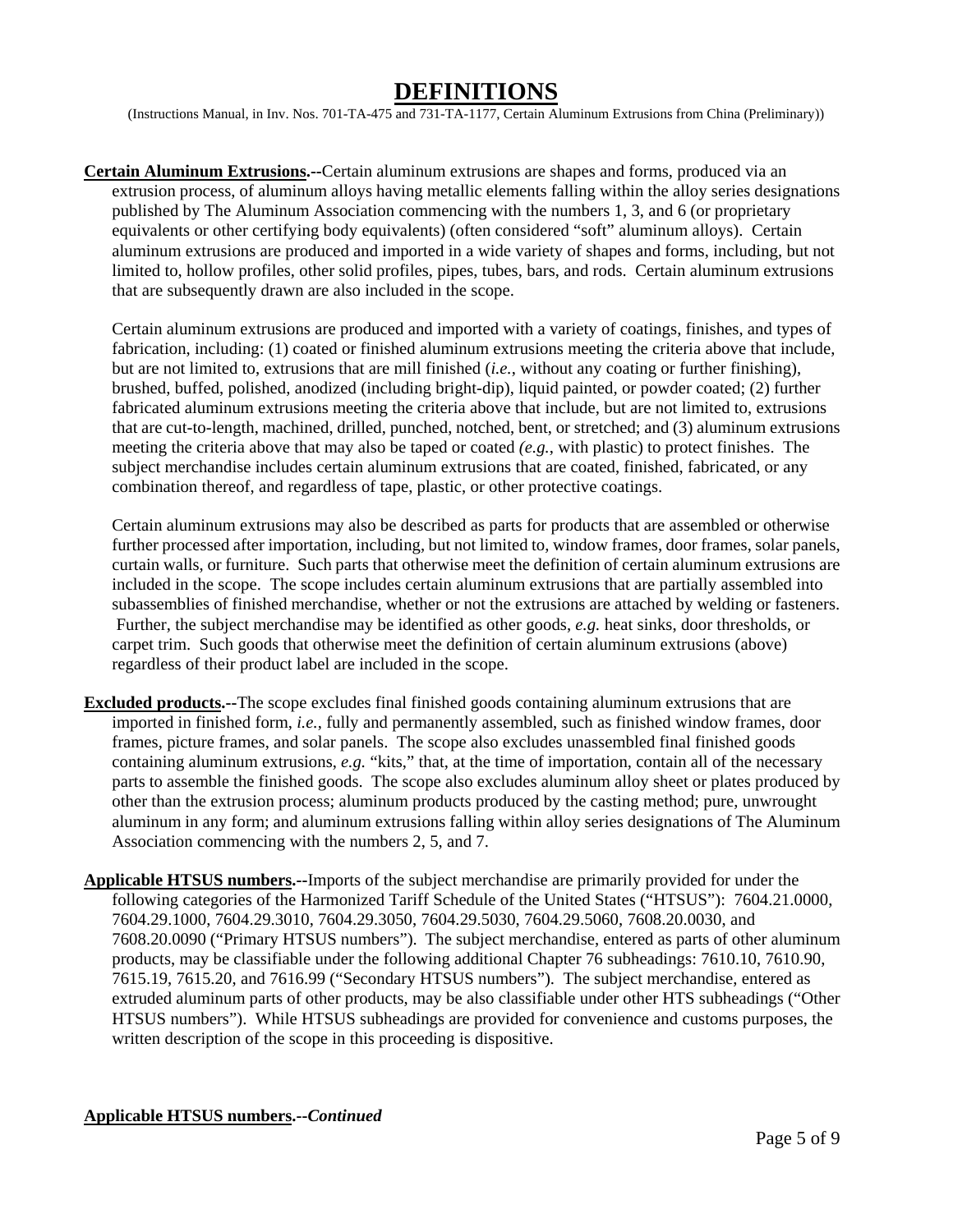# DEFINITIONS

(Instructions Manual, in Inv. Nos. 701-TA-475 and 731-TA-1177, Certain Aluminum Extrusions from China (Preliminary))

**Certain Aluminum Extrusions.**--Certain aluminum extrusions are shapes and forms, produced via an extrusion process, of aluminum alloys having metallic elements falling within the alloy series designations published by The Aluminum Association commencing with the numbers 1, 3, and 6 (or proprietary equivalents or other certifying body equivalents) (often considered "soft" aluminum alloys). Certain aluminum extrusions are produced and imported in a wide variety of shapes and forms, including, but not limited to, hollow profiles, other solid profiles, pipes, tubes, bars, and rods. Certain aluminum extrusions that are subsequently drawn are also included in the scope.

Certain aluminum extrusions are produced and imported with a variety of coatings, finishes, and types of fabrication, including: (1) coated or finished aluminum extrusions meeting the criteria above that include, but are not limited to, extrusions that are mill finished (*i.e.*, without any coating or further finishing), brushed, buffed, polished, anodized (including bright-dip), liquid painted, or powder coated; (2) further fabricated aluminum extrusions meeting the criteria above that include, but are not limited to, extrusions that are cut-to-length, machined, drilled, punched, notched, bent, or stretched; and (3) aluminum extrusions meeting the criteria above that may also be taped or coated *(e.g.*, with plastic) to protect finishes. The subject merchandise includes certain aluminum extrusions that are coated, finished, fabricated, or any combination thereof, and regardless of tape, plastic, or other protective coatings.

Certain aluminum extrusions may also be described as parts for products that are assembled or otherwise further processed after importation, including, but not limited to, window frames, door frames, solar panels, curtain walls, or furniture. Such parts that otherwise meet the definition of certain aluminum extrusions are included in the scope. The scope includes certain aluminum extrusions that are partially assembled into subassemblies of finished merchandise, whether or not the extrusions are attached by welding or fasteners. Further, the subject merchandise may be identified as other goods, *e.g.* heat sinks, door thresholds, or carpet trim. Such goods that otherwise meet the definition of certain aluminum extrusions (above) regardless of their product label are included in the scope.

**Excluded products.**--The scope excludes final finished goods containing aluminum extrusions that are imported in finished form, *i.e.*, fully and permanently assembled, such as finished window frames, door frames, picture frames, and solar panels. The scope also excludes unassembled final finished goods containing aluminum extrusions, *e.g.* "kits," that, at the time of importation, contain all of the necessary parts to assemble the finished goods. The scope also excludes aluminum alloy sheet or plates produced by other than the extrusion process; aluminum products produced by the casting method; pure, unwrought aluminum in any form; and aluminum extrusions falling within alloy series designations of The Aluminum Association commencing with the numbers 2, 5, and 7.

**Applicable HTSUS numbers.**--Imports of the subject merchandise are primarily provided for under the following categories of the Harmonized Tariff Schedule of the United States ("HTSUS"): 7604.21.0000, 7604.29.1000, 7604.29.3010, 7604.29.3050, 7604.29.5030, 7604.29.5060, 7608.20.0030, and 7608.20.0090 ("Primary HTSUS numbers"). The subject merchandise, entered as parts of other aluminum products, may be classifiable under the following additional Chapter 76 subheadings: 7610.10, 7610.90, 7615.19, 7615.20, and 7616.99 ("Secondary HTSUS numbers"). The subject merchandise, entered as extruded aluminum parts of other products, may be also classifiable under other HTS subheadings ("Other HTSUS numbers"). While HTSUS subheadings are provided for convenience and customs purposes, the written description of the scope in this proceeding is dispositive.

**Applicable HTSUS numbers.**--***Continued***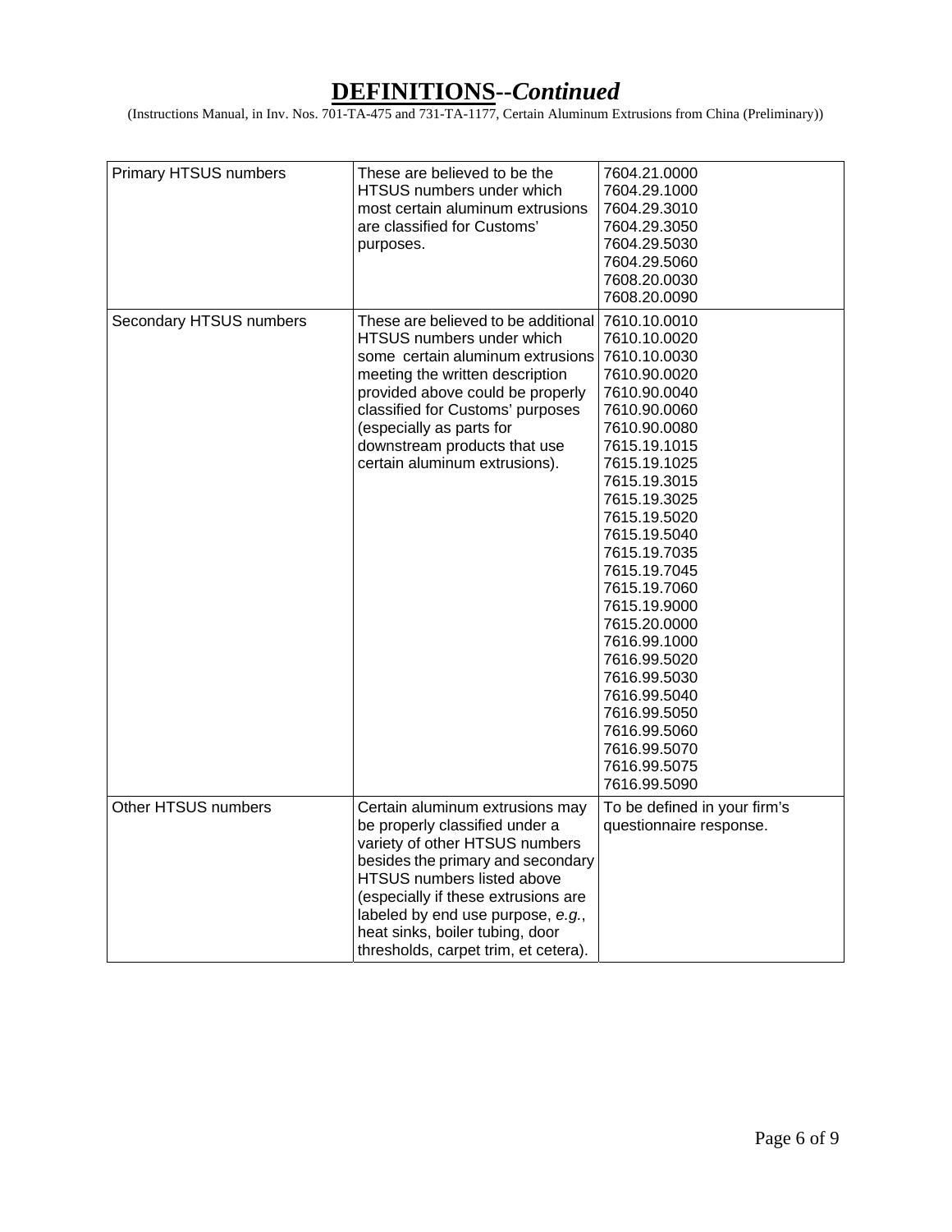# **DEFINITIONS--*Continued***

(Instructions Manual, in Inv. Nos. 701-TA-475 and 731-TA-1177, Certain Aluminum Extrusions from China (Preliminary))

| | | |
|---|---|---|
| Primary HTSUS numbers | These are believed to be the HTSUS numbers under which most certain aluminum extrusions are classified for Customs' purposes. | 7604.21.0000<br>7604.29.1000<br>7604.29.3010<br>7604.29.3050<br>7604.29.5030<br>7604.29.5060<br>7608.20.0030<br>7608.20.0090 |
| Secondary HTSUS numbers | These are believed to be additional HTSUS numbers under which some certain aluminum extrusions meeting the written description provided above could be properly classified for Customs' purposes (especially as parts for downstream products that use certain aluminum extrusions). | 7610.10.0010<br>7610.10.0020<br>7610.10.0030<br>7610.90.0020<br>7610.90.0040<br>7610.90.0060<br>7610.90.0080<br>7615.19.1015<br>7615.19.1025<br>7615.19.3015<br>7615.19.3025<br>7615.19.5020<br>7615.19.5040<br>7615.19.7035<br>7615.19.7045<br>7615.19.7060<br>7615.19.9000<br>7615.20.0000<br>7616.99.1000<br>7616.99.5020<br>7616.99.5030<br>7616.99.5040<br>7616.99.5050<br>7616.99.5060<br>7616.99.5070<br>7616.99.5075<br>7616.99.5090 |
| Other HTSUS numbers | Certain aluminum extrusions may be properly classified under a variety of other HTSUS numbers besides the primary and secondary HTSUS numbers listed above (especially if these extrusions are labeled by end use purpose, *e.g.*, heat sinks, boiler tubing, door thresholds, carpet trim, et cetera). | To be defined in your firm's questionnaire response. |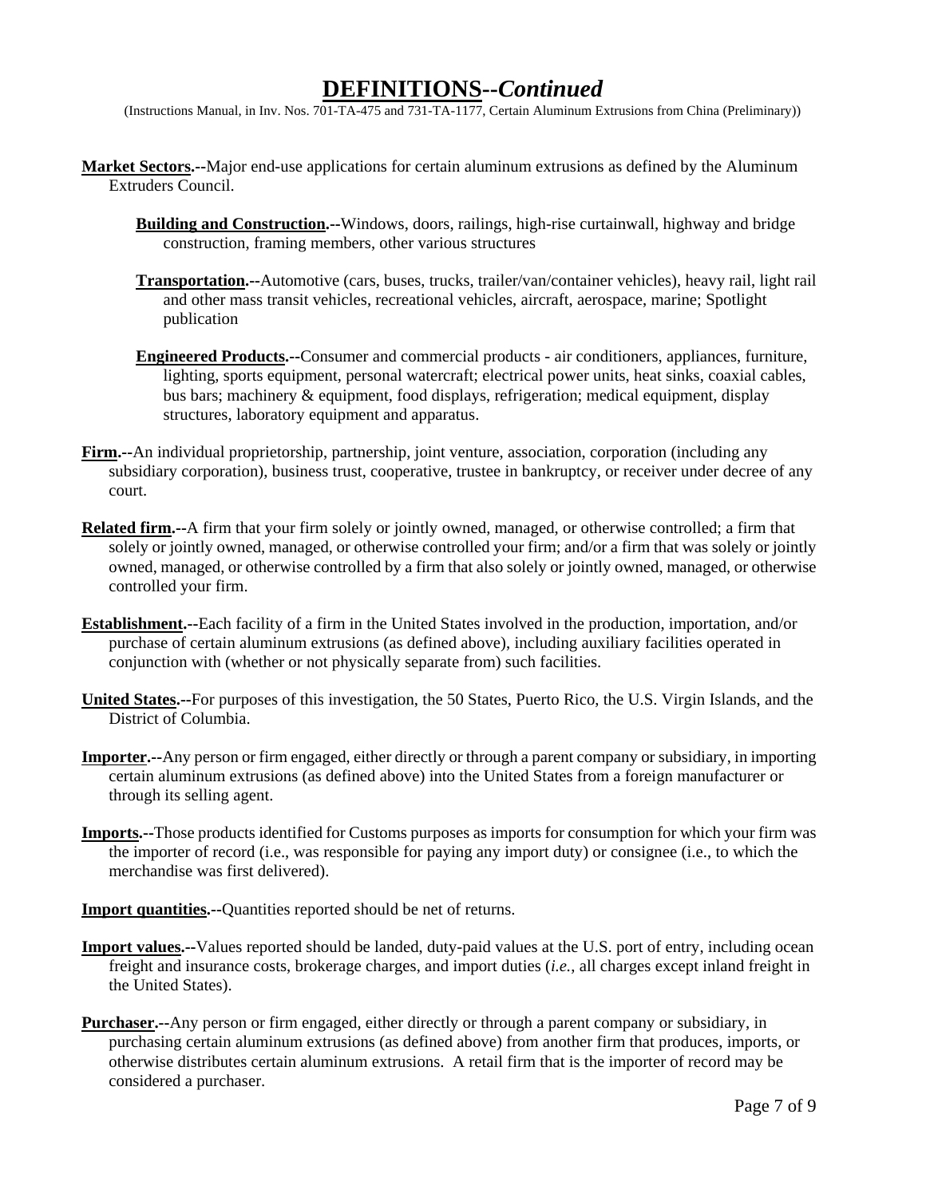# **DEFINITIONS--*Continued***

(Instructions Manual, in Inv. Nos. 701-TA-475 and 731-TA-1177, Certain Aluminum Extrusions from China (Preliminary))

**Market Sectors.--**Major end-use applications for certain aluminum extrusions as defined by the Aluminum Extruders Council.

> **Building and Construction.--**Windows, doors, railings, high-rise curtainwall, highway and bridge construction, framing members, other various structures
>
> **Transportation.--**Automotive (cars, buses, trucks, trailer/van/container vehicles), heavy rail, light rail and other mass transit vehicles, recreational vehicles, aircraft, aerospace, marine; Spotlight publication
>
> **Engineered Products.--**Consumer and commercial products - air conditioners, appliances, furniture, lighting, sports equipment, personal watercraft; electrical power units, heat sinks, coaxial cables, bus bars; machinery & equipment, food displays, refrigeration; medical equipment, display structures, laboratory equipment and apparatus.

**Firm.--**An individual proprietorship, partnership, joint venture, association, corporation (including any subsidiary corporation), business trust, cooperative, trustee in bankruptcy, or receiver under decree of any court.

**Related firm.--**A firm that your firm solely or jointly owned, managed, or otherwise controlled; a firm that solely or jointly owned, managed, or otherwise controlled your firm; and/or a firm that was solely or jointly owned, managed, or otherwise controlled by a firm that also solely or jointly owned, managed, or otherwise controlled your firm.

**Establishment.--**Each facility of a firm in the United States involved in the production, importation, and/or purchase of certain aluminum extrusions (as defined above), including auxiliary facilities operated in conjunction with (whether or not physically separate from) such facilities.

**United States.--**For purposes of this investigation, the 50 States, Puerto Rico, the U.S. Virgin Islands, and the District of Columbia.

**Importer.--**Any person or firm engaged, either directly or through a parent company or subsidiary, in importing certain aluminum extrusions (as defined above) into the United States from a foreign manufacturer or through its selling agent.

**Imports.--**Those products identified for Customs purposes as imports for consumption for which your firm was the importer of record (i.e., was responsible for paying any import duty) or consignee (i.e., to which the merchandise was first delivered).

**Import quantities.--**Quantities reported should be net of returns.

**Import values.--**Values reported should be landed, duty-paid values at the U.S. port of entry, including ocean freight and insurance costs, brokerage charges, and import duties (*i.e.*, all charges except inland freight in the United States).

**Purchaser.--**Any person or firm engaged, either directly or through a parent company or subsidiary, in purchasing certain aluminum extrusions (as defined above) from another firm that produces, imports, or otherwise distributes certain aluminum extrusions. A retail firm that is the importer of record may be considered a purchaser.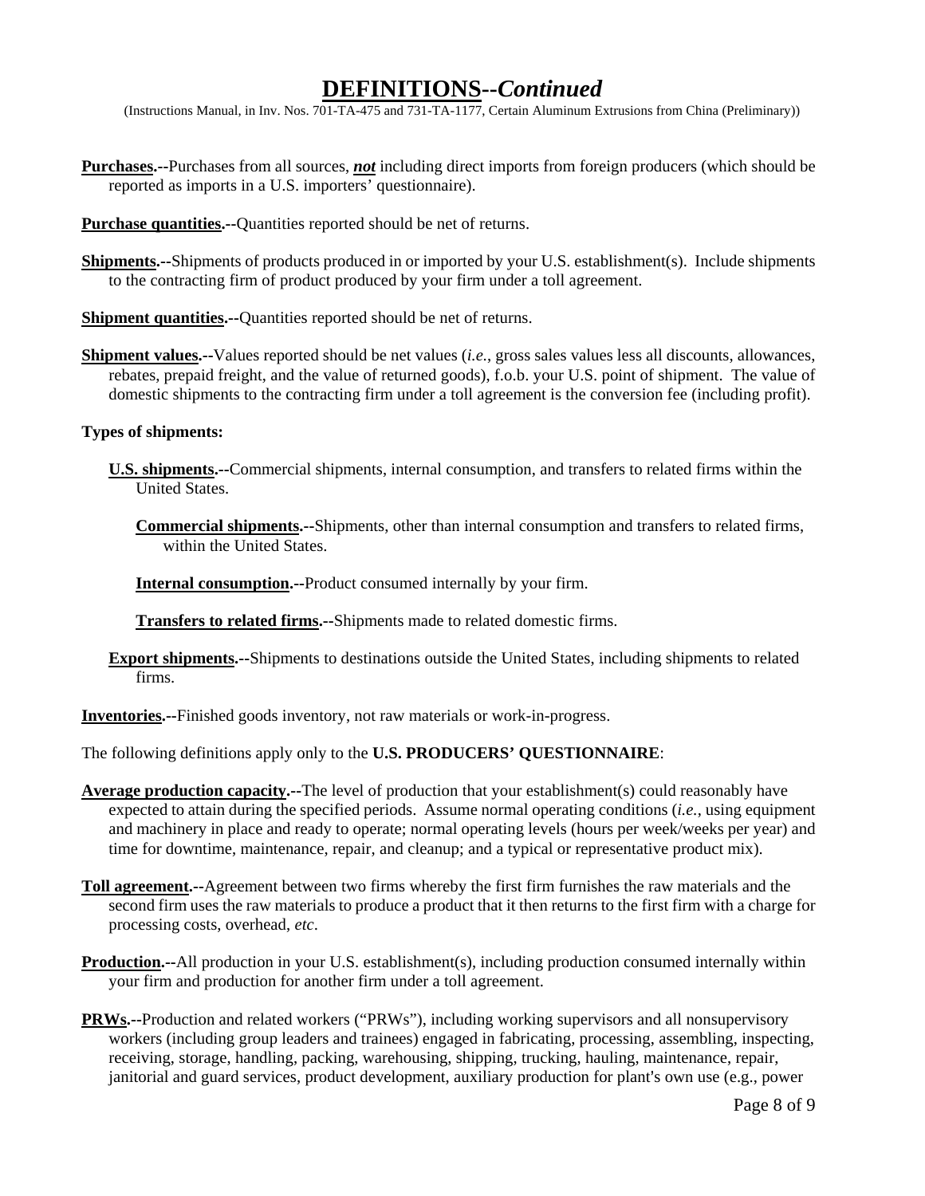# DEFINITIONS--*Continued*

(Instructions Manual, in Inv. Nos. 701-TA-475 and 731-TA-1177, Certain Aluminum Extrusions from China (Preliminary))

**Purchases**.--Purchases from all sources, ***not*** including direct imports from foreign producers (which should be reported as imports in a U.S. importers' questionnaire).

**Purchase quantities**.--Quantities reported should be net of returns.

**Shipments**.--Shipments of products produced in or imported by your U.S. establishment(s). Include shipments to the contracting firm of product produced by your firm under a toll agreement.

**Shipment quantities**.--Quantities reported should be net of returns.

**Shipment values**.--Values reported should be net values (*i.e.*, gross sales values less all discounts, allowances, rebates, prepaid freight, and the value of returned goods), f.o.b. your U.S. point of shipment. The value of domestic shipments to the contracting firm under a toll agreement is the conversion fee (including profit).

**Types of shipments:**

**U.S. shipments**.--Commercial shipments, internal consumption, and transfers to related firms within the United States.

**Commercial shipments**.--Shipments, other than internal consumption and transfers to related firms, within the United States.

**Internal consumption**.--Product consumed internally by your firm.

**Transfers to related firms**.--Shipments made to related domestic firms.

**Export shipments**.--Shipments to destinations outside the United States, including shipments to related firms.

**Inventories**.--Finished goods inventory, not raw materials or work-in-progress.

The following definitions apply only to the **U.S. PRODUCERS' QUESTIONNAIRE**:

**Average production capacity**.--The level of production that your establishment(s) could reasonably have expected to attain during the specified periods. Assume normal operating conditions (*i.e.*, using equipment and machinery in place and ready to operate; normal operating levels (hours per week/weeks per year) and time for downtime, maintenance, repair, and cleanup; and a typical or representative product mix).

**Toll agreement**.--Agreement between two firms whereby the first firm furnishes the raw materials and the second firm uses the raw materials to produce a product that it then returns to the first firm with a charge for processing costs, overhead, *etc*.

**Production**.--All production in your U.S. establishment(s), including production consumed internally within your firm and production for another firm under a toll agreement.

**PRWs**.--Production and related workers ("PRWs"), including working supervisors and all nonsupervisory workers (including group leaders and trainees) engaged in fabricating, processing, assembling, inspecting, receiving, storage, handling, packing, warehousing, shipping, trucking, hauling, maintenance, repair, janitorial and guard services, product development, auxiliary production for plant's own use (e.g., power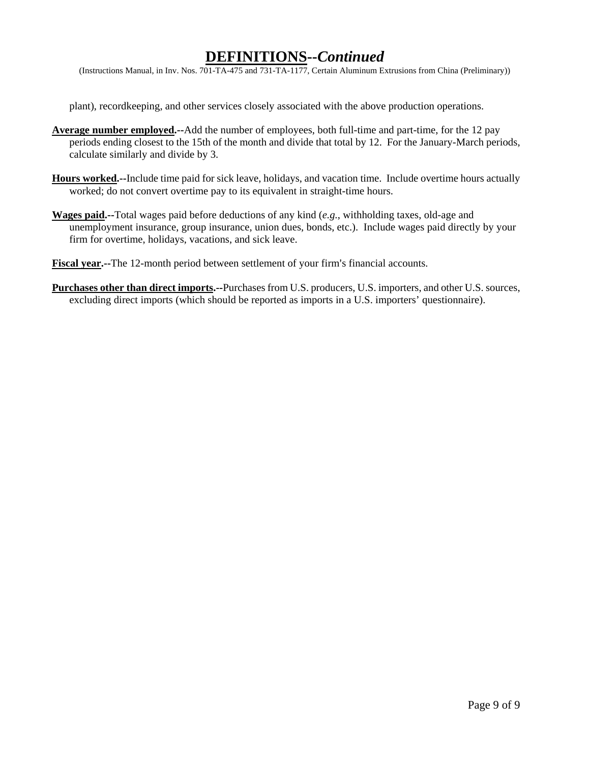# DEFINITIONS--*Continued*

(Instructions Manual, in Inv. Nos. 701-TA-475 and 731-TA-1177, Certain Aluminum Extrusions from China (Preliminary))

plant), recordkeeping, and other services closely associated with the above production operations.

**Average number employed.--**Add the number of employees, both full-time and part-time, for the 12 pay periods ending closest to the 15th of the month and divide that total by 12. For the January-March periods, calculate similarly and divide by 3.

**Hours worked.--**Include time paid for sick leave, holidays, and vacation time. Include overtime hours actually worked; do not convert overtime pay to its equivalent in straight-time hours.

**Wages paid.--**Total wages paid before deductions of any kind (*e.g.*, withholding taxes, old-age and unemployment insurance, group insurance, union dues, bonds, etc.). Include wages paid directly by your firm for overtime, holidays, vacations, and sick leave.

**Fiscal year.--**The 12-month period between settlement of your firm's financial accounts.

**Purchases other than direct imports.--**Purchases from U.S. producers, U.S. importers, and other U.S. sources, excluding direct imports (which should be reported as imports in a U.S. importers' questionnaire).